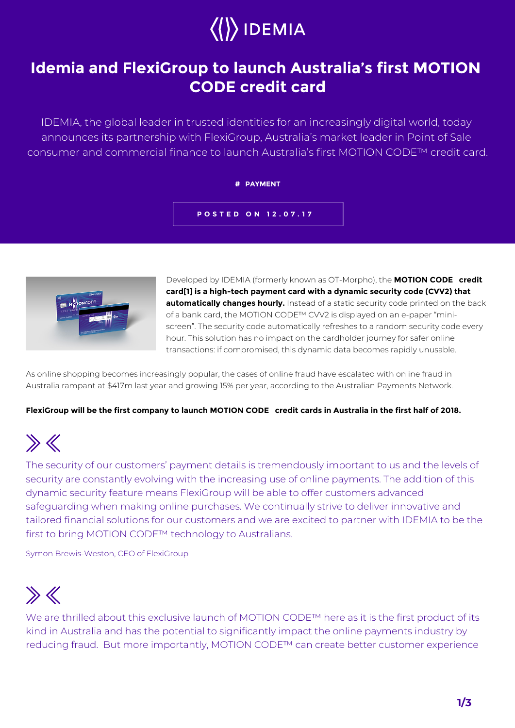IDEMIA

# Idemia and FlexiGroup to launch Australia's first MOTION CODE credit card

IDEMIA, the global leader in trusted identities for an increasingly digital world, today announces its partnership with FlexiGroup, Australia's market leader in Point of Sale consumer and commercial finance to launch Australia's first MOTION CODE™ credit card.

# PAYMENT

POSTED ON 12.07.17

Developed by IDEMIA (formerly known as OT-Morpho), the **MOTION CODE credit card[1] is a high-tech payment card with a dynamic security code (CVV2) that automatically changes hourly.** Instead of a static security code printed on the back of a bank card, the MOTION CODE™ CVV2 is displayed on an e-paper "mini-screen". The security code automatically refreshes to a random security code every hour. This solution has no impact on the cardholder journey for safer online transactions: if compromised, this dynamic data becomes rapidly unusable.

As online shopping becomes increasingly popular, the cases of online fraud have escalated with online fraud in Australia rampant at $417m last year and growing 15% per year, according to the Australian Payments Network.

**FlexiGroup will be the first company to launch MOTION CODE credit cards in Australia in the first half of 2018.**

> The security of our customers' payment details is tremendously important to us and the levels of security are constantly evolving with the increasing use of online payments. The addition of this dynamic security feature means FlexiGroup will be able to offer customers advanced safeguarding when making online purchases. We continually strive to deliver innovative and tailored financial solutions for our customers and we are excited to partner with IDEMIA to be the first to bring MOTION CODE™ technology to Australians.
>
> Symon Brewis-Weston, CEO of FlexiGroup

> We are thrilled about this exclusive launch of MOTION CODE™ here as it is the first product of its kind in Australia and has the potential to significantly impact the online payments industry by reducing fraud. But more importantly, MOTION CODE™ can create better customer experience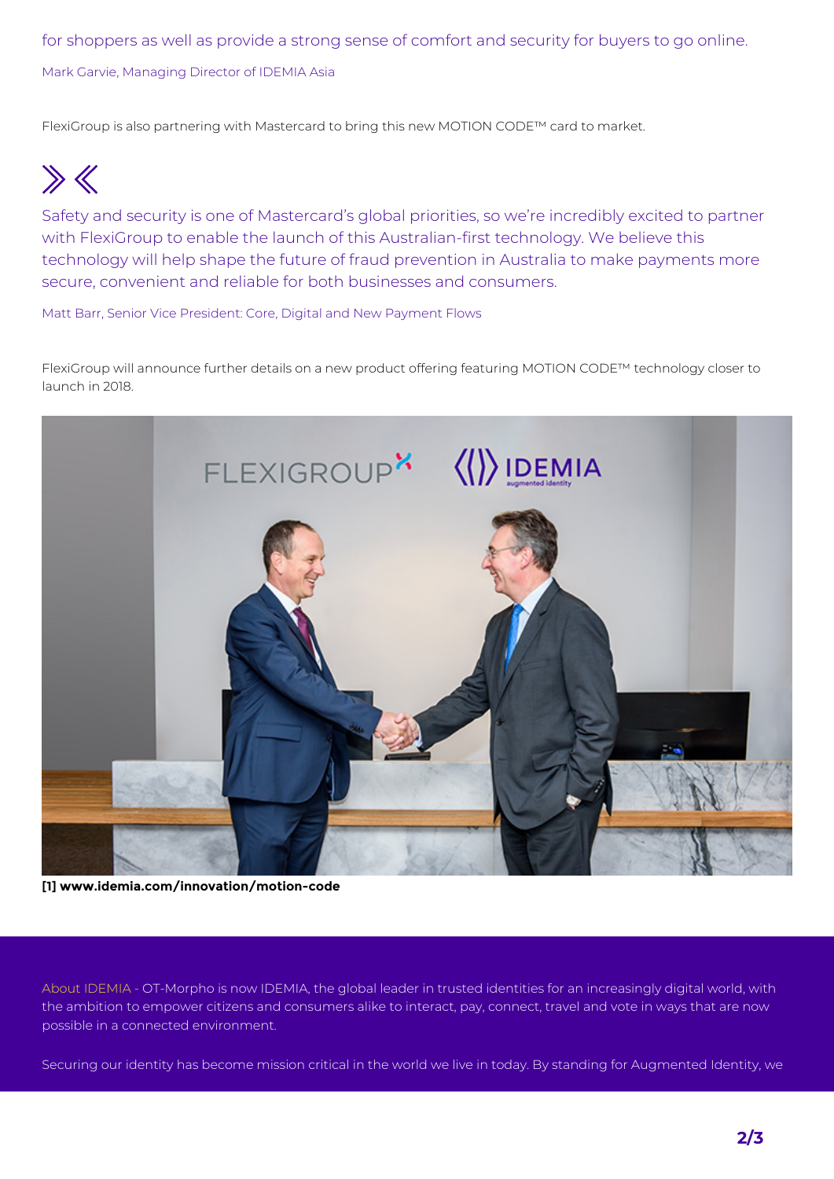for shoppers as well as provide a strong sense of comfort and security for buyers to go online.

Mark Garvie, Managing Director of IDEMIA Asia

FlexiGroup is also partnering with Mastercard to bring this new MOTION CODE™ card to market.

Safety and security is one of Mastercard's global priorities, so we're incredibly excited to partner with FlexiGroup to enable the launch of this Australian-first technology. We believe this technology will help shape the future of fraud prevention in Australia to make payments more secure, convenient and reliable for both businesses and consumers.

Matt Barr, Senior Vice President: Core, Digital and New Payment Flows

FlexiGroup will announce further details on a new product offering featuring MOTION CODE™ technology closer to launch in 2018.

**[1] www.idemia.com/innovation/motion-code**

About IDEMIA - OT-Morpho is now IDEMIA, the global leader in trusted identities for an increasingly digital world, with the ambition to empower citizens and consumers alike to interact, pay, connect, travel and vote in ways that are now possible in a connected environment.

Securing our identity has become mission critical in the world we live in today. By standing for Augmented Identity, we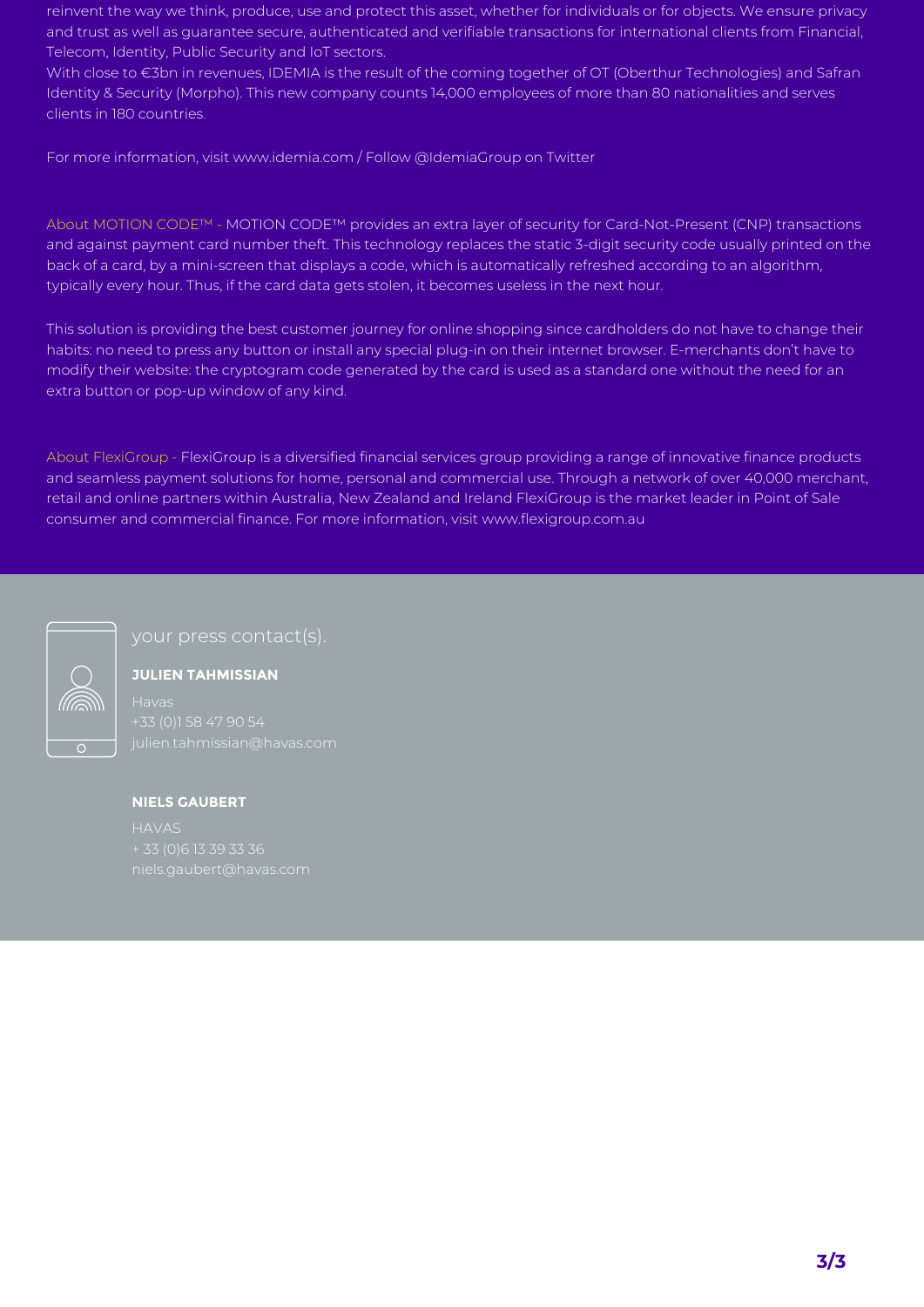reinvent the way we think, produce, use and protect this asset, whether for individuals or for objects. We ensure privacy and trust as well as guarantee secure, authenticated and verifiable transactions for international clients from Financial, Telecom, Identity, Public Security and IoT sectors.
With close to €3bn in revenues, IDEMIA is the result of the coming together of OT (Oberthur Technologies) and Safran Identity & Security (Morpho). This new company counts 14,000 employees of more than 80 nationalities and serves clients in 180 countries.

For more information, visit www.idemia.com / Follow @IdemiaGroup on Twitter

About MOTION CODE™ - MOTION CODE™ provides an extra layer of security for Card-Not-Present (CNP) transactions and against payment card number theft. This technology replaces the static 3-digit security code usually printed on the back of a card, by a mini-screen that displays a code, which is automatically refreshed according to an algorithm, typically every hour. Thus, if the card data gets stolen, it becomes useless in the next hour.

This solution is providing the best customer journey for online shopping since cardholders do not have to change their habits: no need to press any button or install any special plug-in on their internet browser. E-merchants don't have to modify their website: the cryptogram code generated by the card is used as a standard one without the need for an extra button or pop-up window of any kind.

About FlexiGroup - FlexiGroup is a diversified financial services group providing a range of innovative finance products and seamless payment solutions for home, personal and commercial use. Through a network of over 40,000 merchant, retail and online partners within Australia, New Zealand and Ireland FlexiGroup is the market leader in Point of Sale consumer and commercial finance. For more information, visit www.flexigroup.com.au

your press contact(s).

**JULIEN TAHMISSIAN**

Havas
+33 (0)1 58 47 90 54
julien.tahmissian@havas.com

**NIELS GAUBERT**

HAVAS
+ 33 (0)6 13 39 33 36
niels.gaubert@havas.com